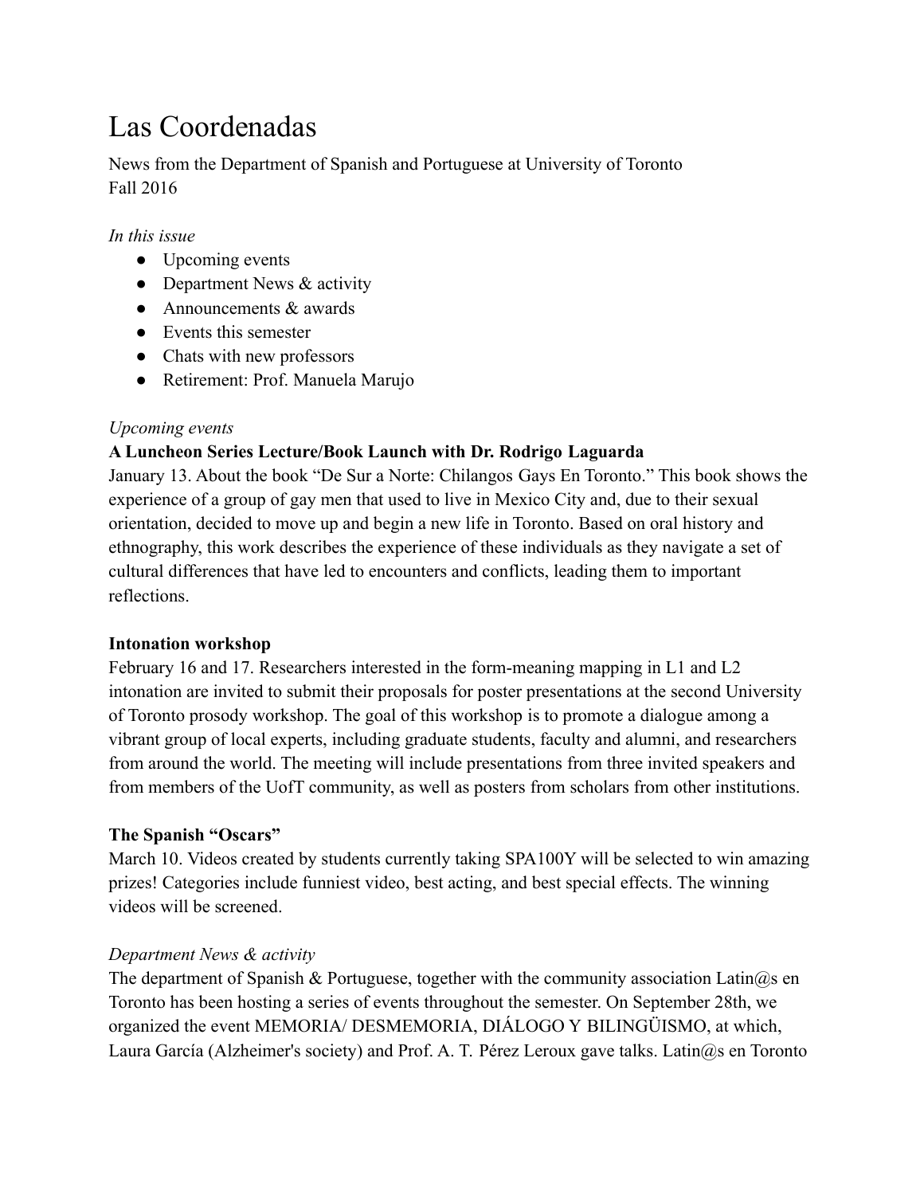# Las Coordenadas

News from the Department of Spanish and Portuguese at University of Toronto
Fall 2016

*In this issue*

- Upcoming events
- Department News & activity
- Announcements & awards
- Events this semester
- Chats with new professors
- Retirement: Prof. Manuela Marujo

*Upcoming events*

**A Luncheon Series Lecture/Book Launch with Dr. Rodrigo Laguarda**

January 13. About the book "De Sur a Norte: Chilangos Gays En Toronto." This book shows the experience of a group of gay men that used to live in Mexico City and, due to their sexual orientation, decided to move up and begin a new life in Toronto. Based on oral history and ethnography, this work describes the experience of these individuals as they navigate a set of cultural differences that have led to encounters and conflicts, leading them to important reflections.

**Intonation workshop**

February 16 and 17. Researchers interested in the form-meaning mapping in L1 and L2 intonation are invited to submit their proposals for poster presentations at the second University of Toronto prosody workshop. The goal of this workshop is to promote a dialogue among a vibrant group of local experts, including graduate students, faculty and alumni, and researchers from around the world. The meeting will include presentations from three invited speakers and from members of the UofT community, as well as posters from scholars from other institutions.

**The Spanish "Oscars"**

March 10. Videos created by students currently taking SPA100Y will be selected to win amazing prizes! Categories include funniest video, best acting, and best special effects. The winning videos will be screened.

*Department News & activity*

The department of Spanish & Portuguese, together with the community association Latin@s en Toronto has been hosting a series of events throughout the semester. On September 28th, we organized the event MEMORIA/ DESMEMORIA, DIÁLOGO Y BILINGÜISMO, at which, Laura García (Alzheimer's society) and Prof. A. T. Pérez Leroux gave talks. Latin@s en Toronto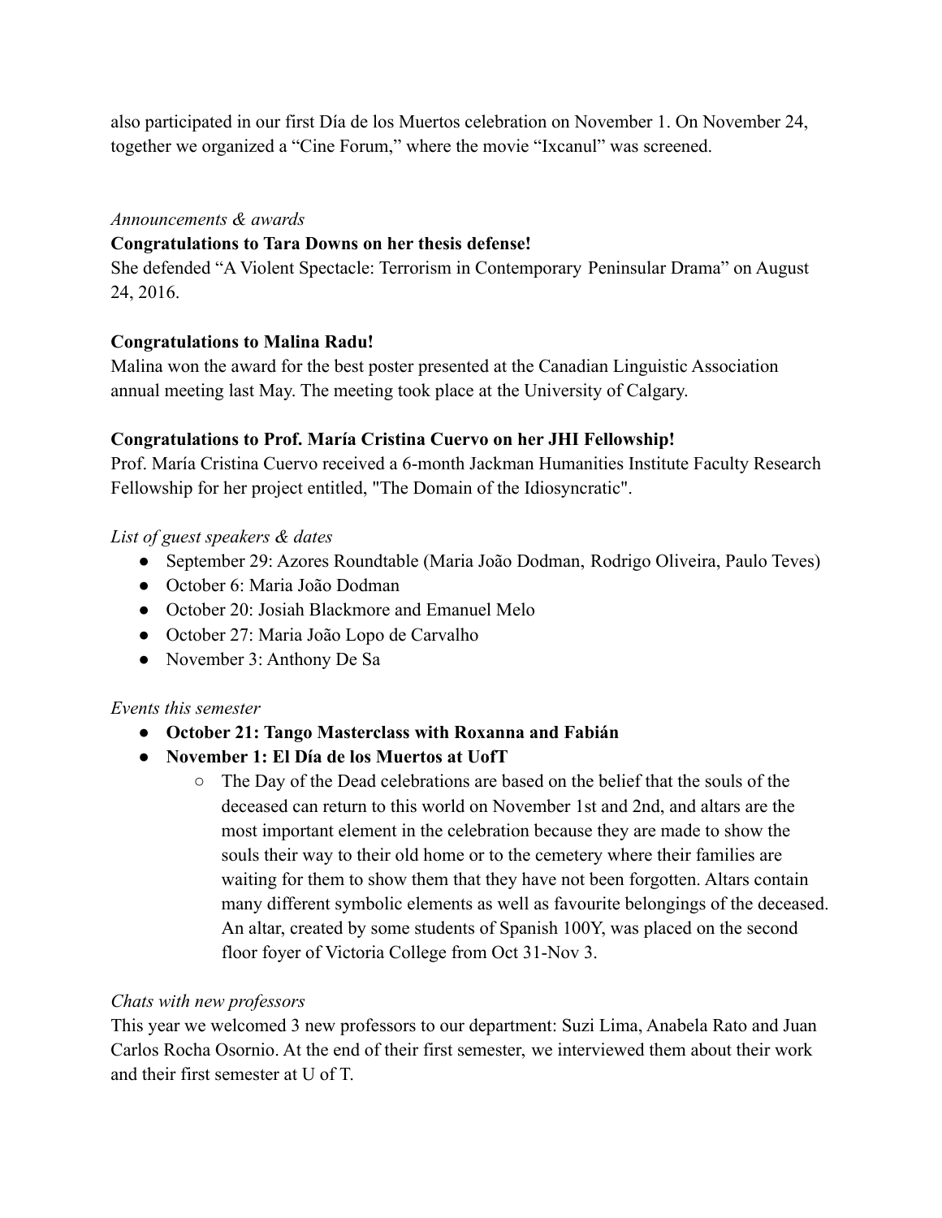also participated in our first Día de los Muertos celebration on November 1. On November 24, together we organized a "Cine Forum," where the movie "Ixcanul" was screened.

*Announcements & awards*

**Congratulations to Tara Downs on her thesis defense!**

She defended "A Violent Spectacle: Terrorism in Contemporary Peninsular Drama" on August 24, 2016.

**Congratulations to Malina Radu!**

Malina won the award for the best poster presented at the Canadian Linguistic Association annual meeting last May. The meeting took place at the University of Calgary.

**Congratulations to Prof. María Cristina Cuervo on her JHI Fellowship!**

Prof. María Cristina Cuervo received a 6-month Jackman Humanities Institute Faculty Research Fellowship for her project entitled, "The Domain of the Idiosyncratic".

*List of guest speakers & dates*

- September 29: Azores Roundtable (Maria João Dodman, Rodrigo Oliveira, Paulo Teves)
- October 6: Maria João Dodman
- October 20: Josiah Blackmore and Emanuel Melo
- October 27: Maria João Lopo de Carvalho
- November 3: Anthony De Sa

*Events this semester*

- **October 21: Tango Masterclass with Roxanna and Fabián**
- **November 1: El Día de los Muertos at UofT**
    - The Day of the Dead celebrations are based on the belief that the souls of the deceased can return to this world on November 1st and 2nd, and altars are the most important element in the celebration because they are made to show the souls their way to their old home or to the cemetery where their families are waiting for them to show them that they have not been forgotten. Altars contain many different symbolic elements as well as favourite belongings of the deceased. An altar, created by some students of Spanish 100Y, was placed on the second floor foyer of Victoria College from Oct 31-Nov 3.

*Chats with new professors*

This year we welcomed 3 new professors to our department: Suzi Lima, Anabela Rato and Juan Carlos Rocha Osornio. At the end of their first semester, we interviewed them about their work and their first semester at U of T.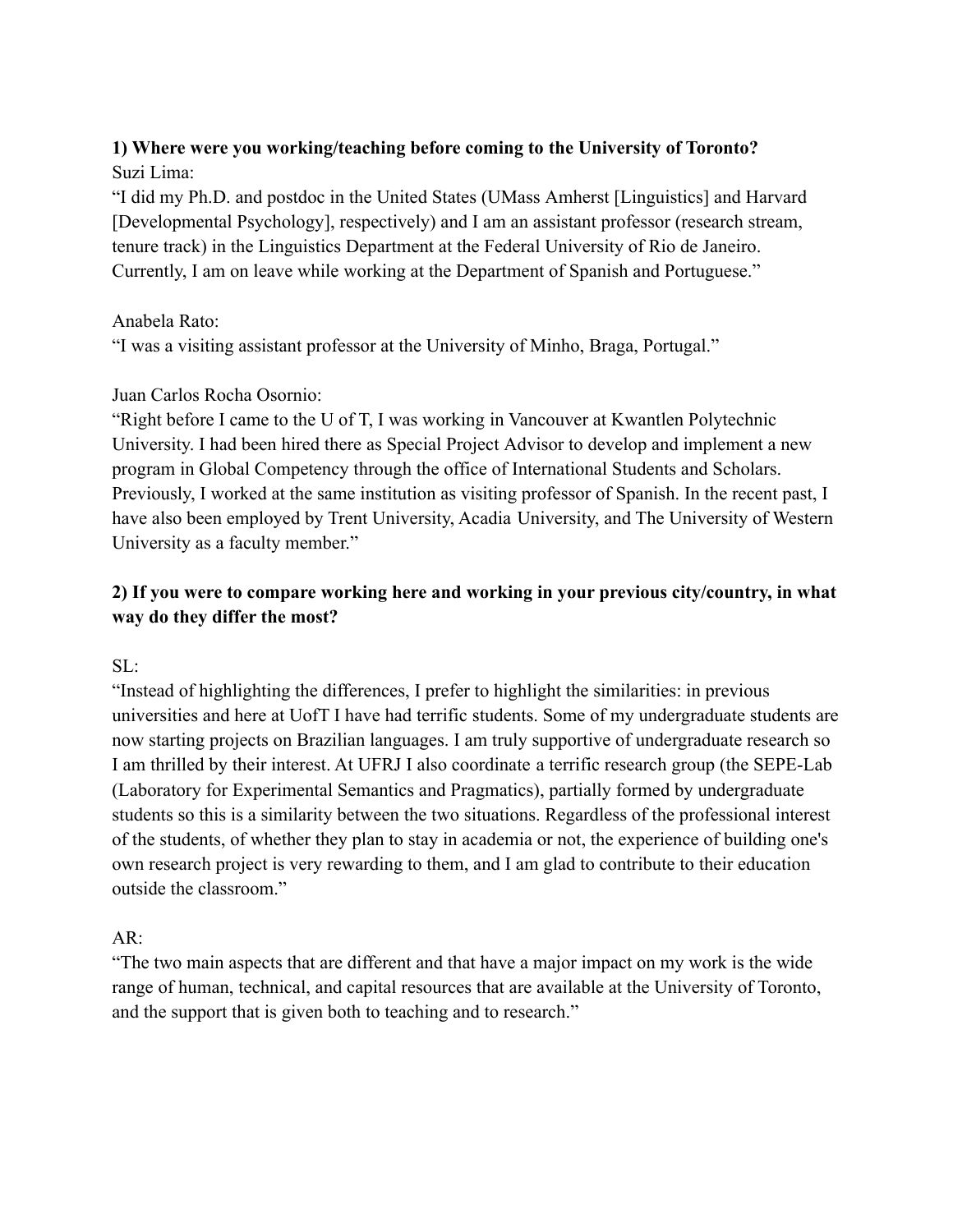**1) Where were you working/teaching before coming to the University of Toronto?**

Suzi Lima:

"I did my Ph.D. and postdoc in the United States (UMass Amherst [Linguistics] and Harvard [Developmental Psychology], respectively) and I am an assistant professor (research stream, tenure track) in the Linguistics Department at the Federal University of Rio de Janeiro. Currently, I am on leave while working at the Department of Spanish and Portuguese."

Anabela Rato:

"I was a visiting assistant professor at the University of Minho, Braga, Portugal."

Juan Carlos Rocha Osornio:

"Right before I came to the U of T, I was working in Vancouver at Kwantlen Polytechnic University. I had been hired there as Special Project Advisor to develop and implement a new program in Global Competency through the office of International Students and Scholars. Previously, I worked at the same institution as visiting professor of Spanish. In the recent past, I have also been employed by Trent University, Acadia University, and The University of Western University as a faculty member."

**2) If you were to compare working here and working in your previous city/country, in what way do they differ the most?**

SL:

"Instead of highlighting the differences, I prefer to highlight the similarities: in previous universities and here at UofT I have had terrific students. Some of my undergraduate students are now starting projects on Brazilian languages. I am truly supportive of undergraduate research so I am thrilled by their interest. At UFRJ I also coordinate a terrific research group (the SEPE-Lab (Laboratory for Experimental Semantics and Pragmatics), partially formed by undergraduate students so this is a similarity between the two situations. Regardless of the professional interest of the students, of whether they plan to stay in academia or not, the experience of building one's own research project is very rewarding to them, and I am glad to contribute to their education outside the classroom."

AR:

"The two main aspects that are different and that have a major impact on my work is the wide range of human, technical, and capital resources that are available at the University of Toronto, and the support that is given both to teaching and to research."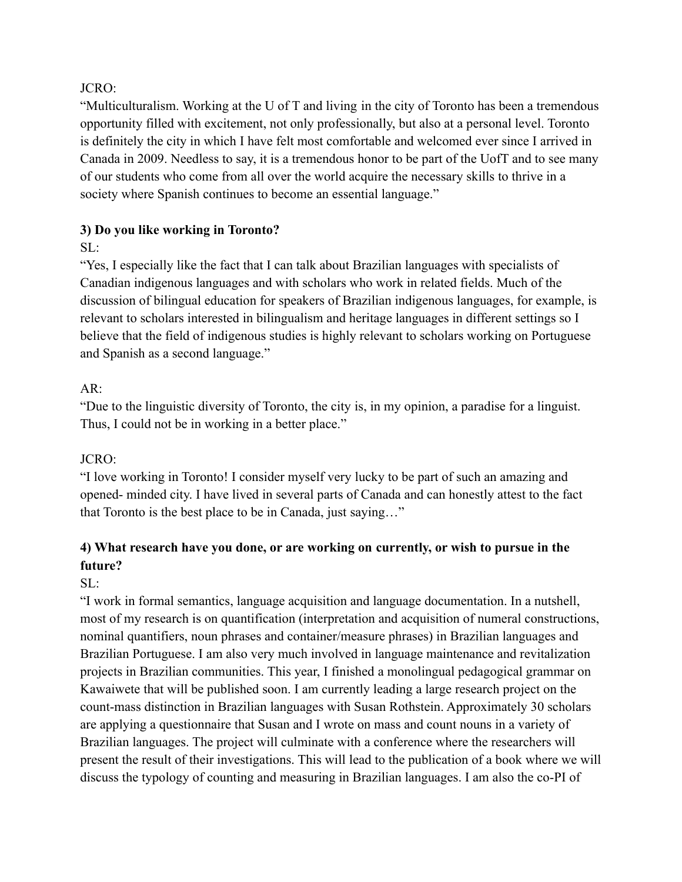JCRO:

"Multiculturalism. Working at the U of T and living in the city of Toronto has been a tremendous opportunity filled with excitement, not only professionally, but also at a personal level. Toronto is definitely the city in which I have felt most comfortable and welcomed ever since I arrived in Canada in 2009. Needless to say, it is a tremendous honor to be part of the UofT and to see many of our students who come from all over the world acquire the necessary skills to thrive in a society where Spanish continues to become an essential language."

**3) Do you like working in Toronto?**

SL:

"Yes, I especially like the fact that I can talk about Brazilian languages with specialists of Canadian indigenous languages and with scholars who work in related fields. Much of the discussion of bilingual education for speakers of Brazilian indigenous languages, for example, is relevant to scholars interested in bilingualism and heritage languages in different settings so I believe that the field of indigenous studies is highly relevant to scholars working on Portuguese and Spanish as a second language."

AR:

"Due to the linguistic diversity of Toronto, the city is, in my opinion, a paradise for a linguist. Thus, I could not be in working in a better place."

JCRO:

"I love working in Toronto! I consider myself very lucky to be part of such an amazing and opened- minded city. I have lived in several parts of Canada and can honestly attest to the fact that Toronto is the best place to be in Canada, just saying…"

**4) What research have you done, or are working on currently, or wish to pursue in the future?**

SL:

"I work in formal semantics, language acquisition and language documentation. In a nutshell, most of my research is on quantification (interpretation and acquisition of numeral constructions, nominal quantifiers, noun phrases and container/measure phrases) in Brazilian languages and Brazilian Portuguese. I am also very much involved in language maintenance and revitalization projects in Brazilian communities. This year, I finished a monolingual pedagogical grammar on Kawaiwete that will be published soon. I am currently leading a large research project on the count-mass distinction in Brazilian languages with Susan Rothstein. Approximately 30 scholars are applying a questionnaire that Susan and I wrote on mass and count nouns in a variety of Brazilian languages. The project will culminate with a conference where the researchers will present the result of their investigations. This will lead to the publication of a book where we will discuss the typology of counting and measuring in Brazilian languages. I am also the co-PI of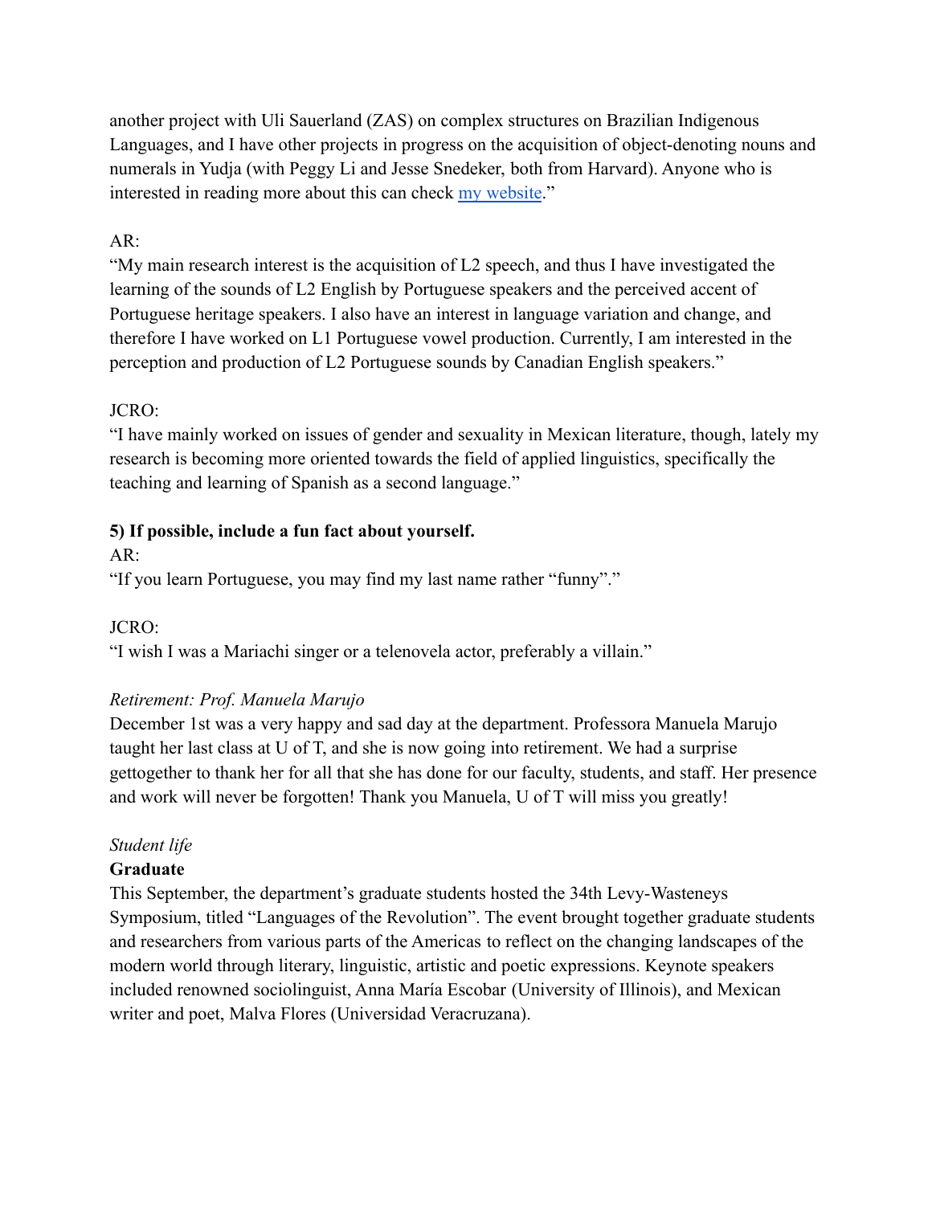another project with Uli Sauerland (ZAS) on complex structures on Brazilian Indigenous Languages, and I have other projects in progress on the acquisition of object-denoting nouns and numerals in Yudja (with Peggy Li and Jesse Snedeker, both from Harvard). Anyone who is interested in reading more about this can check my website."

AR:

"My main research interest is the acquisition of L2 speech, and thus I have investigated the learning of the sounds of L2 English by Portuguese speakers and the perceived accent of Portuguese heritage speakers. I also have an interest in language variation and change, and therefore I have worked on L1 Portuguese vowel production. Currently, I am interested in the perception and production of L2 Portuguese sounds by Canadian English speakers."

JCRO:

"I have mainly worked on issues of gender and sexuality in Mexican literature, though, lately my research is becoming more oriented towards the field of applied linguistics, specifically the teaching and learning of Spanish as a second language."

**5) If possible, include a fun fact about yourself.**

AR:

"If you learn Portuguese, you may find my last name rather "funny"."

JCRO:

"I wish I was a Mariachi singer or a telenovela actor, preferably a villain."

*Retirement: Prof. Manuela Marujo*

December 1st was a very happy and sad day at the department. Professora Manuela Marujo taught her last class at U of T, and she is now going into retirement. We had a surprise gettogether to thank her for all that she has done for our faculty, students, and staff. Her presence and work will never be forgotten! Thank you Manuela, U of T will miss you greatly!

*Student life*

**Graduate**

This September, the department's graduate students hosted the 34th Levy-Wasteneys Symposium, titled "Languages of the Revolution". The event brought together graduate students and researchers from various parts of the Americas to reflect on the changing landscapes of the modern world through literary, linguistic, artistic and poetic expressions. Keynote speakers included renowned sociolinguist, Anna María Escobar (University of Illinois), and Mexican writer and poet, Malva Flores (Universidad Veracruzana).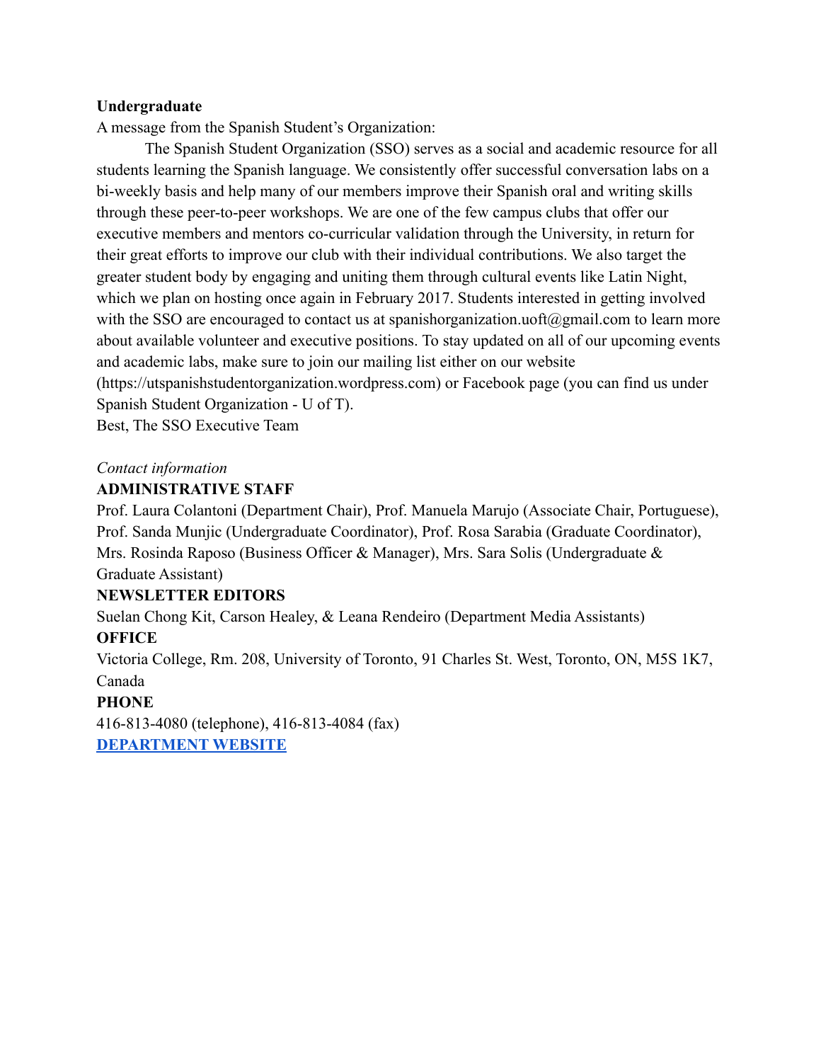**Undergraduate**

A message from the Spanish Student's Organization:

The Spanish Student Organization (SSO) serves as a social and academic resource for all students learning the Spanish language. We consistently offer successful conversation labs on a bi-weekly basis and help many of our members improve their Spanish oral and writing skills through these peer-to-peer workshops. We are one of the few campus clubs that offer our executive members and mentors co-curricular validation through the University, in return for their great efforts to improve our club with their individual contributions. We also target the greater student body by engaging and uniting them through cultural events like Latin Night, which we plan on hosting once again in February 2017. Students interested in getting involved with the SSO are encouraged to contact us at spanishorganization.uoft@gmail.com to learn more about available volunteer and executive positions. To stay updated on all of our upcoming events and academic labs, make sure to join our mailing list either on our website (https://utspanishstudentorganization.wordpress.com) or Facebook page (you can find us under Spanish Student Organization - U of T).

Best, The SSO Executive Team

*Contact information*

**ADMINISTRATIVE STAFF**

Prof. Laura Colantoni (Department Chair), Prof. Manuela Marujo (Associate Chair, Portuguese), Prof. Sanda Munjic (Undergraduate Coordinator), Prof. Rosa Sarabia (Graduate Coordinator), Mrs. Rosinda Raposo (Business Officer & Manager), Mrs. Sara Solis (Undergraduate & Graduate Assistant)

**NEWSLETTER EDITORS**

Suelan Chong Kit, Carson Healey, & Leana Rendeiro (Department Media Assistants)

**OFFICE**

Victoria College, Rm. 208, University of Toronto, 91 Charles St. West, Toronto, ON, M5S 1K7, Canada

**PHONE**

416-813-4080 (telephone), 416-813-4084 (fax)

**DEPARTMENT WEBSITE**